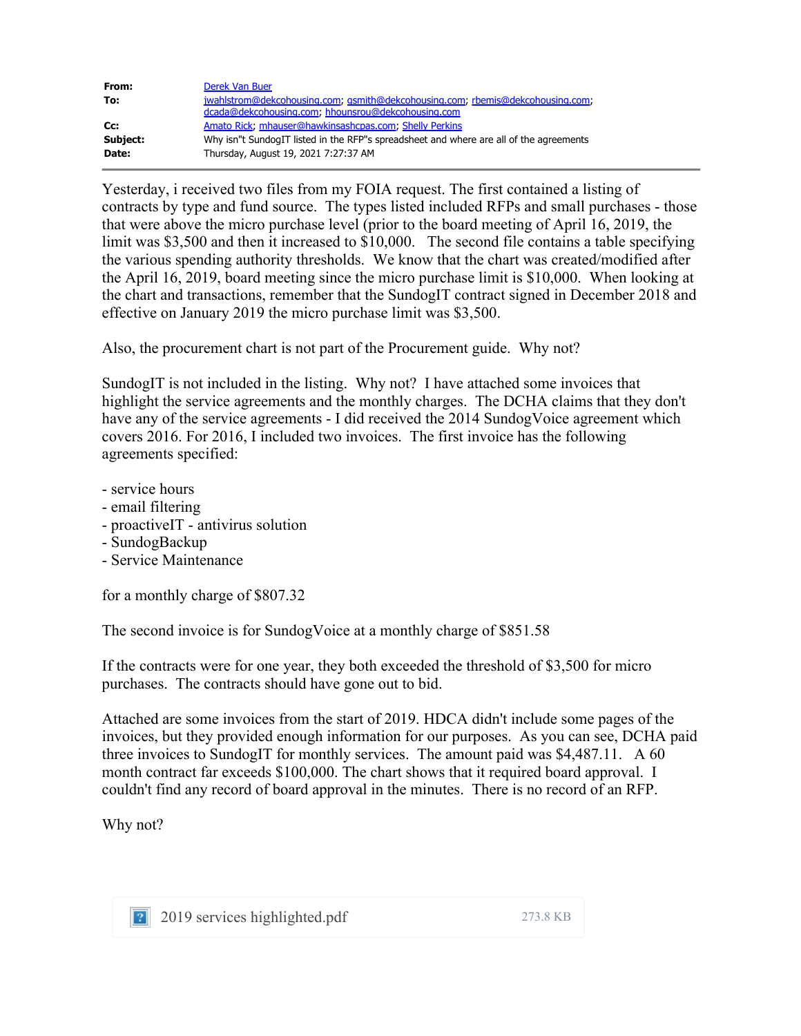| | |
|---|---|
| **From:** | Derek Van Buer |
| **To:** | jwahlstrom@dekcohousing.com; gsmith@dekcohousing.com; rbemis@dekcohousing.com; dcada@dekcohousing.com; hhounsrou@dekcohousing.com |
| **Cc:** | Amato Rick; mhauser@hawkinsashcpas.com; Shelly Perkins |
| **Subject:** | Why isn"t SundogIT listed in the RFP"s spreadsheet and where are all of the agreements |
| **Date:** | Thursday, August 19, 2021 7:27:37 AM |

Yesterday, i received two files from my FOIA request. The first contained a listing of contracts by type and fund source. The types listed included RFPs and small purchases - those that were above the micro purchase level (prior to the board meeting of April 16, 2019, the limit was $3,500 and then it increased to $10,000. The second file contains a table specifying the various spending authority thresholds. We know that the chart was created/modified after the April 16, 2019, board meeting since the micro purchase limit is $10,000. When looking at the chart and transactions, remember that the SundogIT contract signed in December 2018 and effective on January 2019 the micro purchase limit was $3,500.

Also, the procurement chart is not part of the Procurement guide. Why not?

SundogIT is not included in the listing. Why not? I have attached some invoices that highlight the service agreements and the monthly charges. The DCHA claims that they don't have any of the service agreements - I did received the 2014 SundogVoice agreement which covers 2016. For 2016, I included two invoices. The first invoice has the following agreements specified:

- service hours
- email filtering
- proactiveIT - antivirus solution
- SundogBackup
- Service Maintenance

for a monthly charge of $807.32

The second invoice is for SundogVoice at a monthly charge of $851.58

If the contracts were for one year, they both exceeded the threshold of $3,500 for micro purchases. The contracts should have gone out to bid.

Attached are some invoices from the start of 2019. HDCA didn't include some pages of the invoices, but they provided enough information for our purposes. As you can see, DCHA paid three invoices to SundogIT for monthly services. The amount paid was $4,487.11. A 60 month contract far exceeds $100,000. The chart shows that it required board approval. I couldn't find any record of board approval in the minutes. There is no record of an RFP.

Why not?

2019 services highlighted.pdf 273.8 KB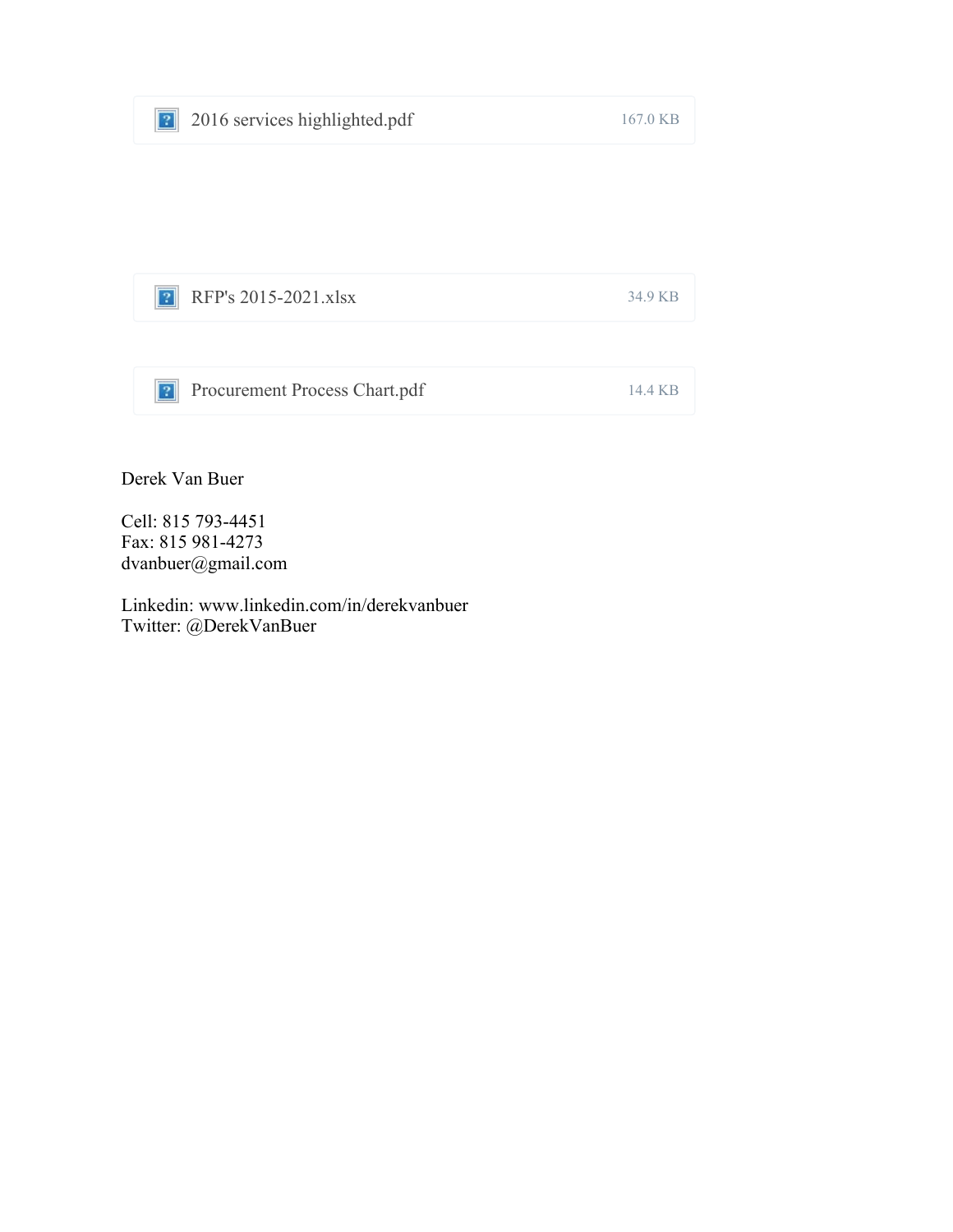2016 services highlighted.pdf 167.0 KB

RFP's 2015-2021.xlsx 34.9 KB

Procurement Process Chart.pdf 14.4 KB

Derek Van Buer

Cell: 815 793-4451
Fax: 815 981-4273
dvanbuer@gmail.com

Linkedin: www.linkedin.com/in/derekvanbuer
Twitter: @DerekVanBuer